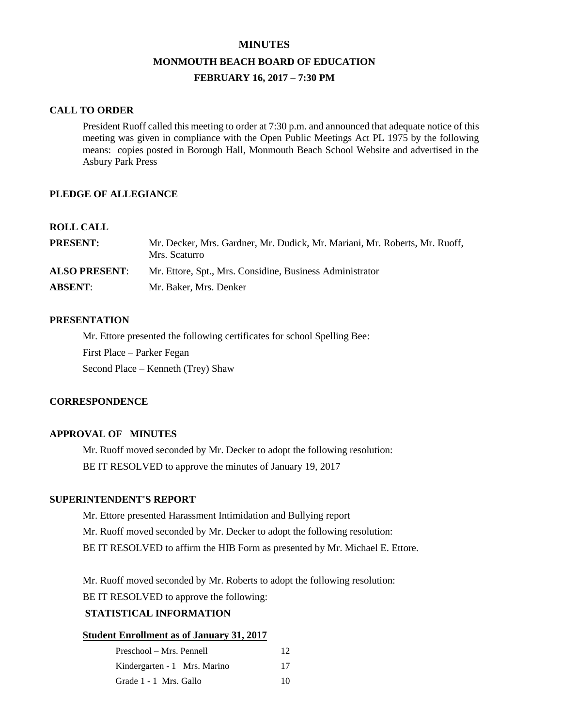# MINUTES

## MONMOUTH BEACH BOARD OF EDUCATION

### FEBRUARY 16, 2017 – 7:30 PM

**CALL TO ORDER**

President Ruoff called this meeting to order at 7:30 p.m. and announced that adequate notice of this meeting was given in compliance with the Open Public Meetings Act PL 1975 by the following means: copies posted in Borough Hall, Monmouth Beach School Website and advertised in the Asbury Park Press

**PLEDGE OF ALLEGIANCE**

**ROLL CALL**

**PRESENT:** Mr. Decker, Mrs. Gardner, Mr. Dudick, Mr. Mariani, Mr. Roberts, Mr. Ruoff, Mrs. Scaturro

**ALSO PRESENT**: Mr. Ettore, Spt., Mrs. Considine, Business Administrator

**ABSENT**: Mr. Baker, Mrs. Denker

**PRESENTATION**

Mr. Ettore presented the following certificates for school Spelling Bee:

First Place – Parker Fegan

Second Place – Kenneth (Trey) Shaw

**CORRESPONDENCE**

**APPROVAL OF MINUTES**

Mr. Ruoff moved seconded by Mr. Decker to adopt the following resolution:

BE IT RESOLVED to approve the minutes of January 19, 2017

**SUPERINTENDENT'S REPORT**

Mr. Ettore presented Harassment Intimidation and Bullying report

Mr. Ruoff moved seconded by Mr. Decker to adopt the following resolution:

BE IT RESOLVED to affirm the HIB Form as presented by Mr. Michael E. Ettore.

Mr. Ruoff moved seconded by Mr. Roberts to adopt the following resolution:

BE IT RESOLVED to approve the following:

**STATISTICAL INFORMATION**

**Student Enrollment as of January 31, 2017**

| | |
|---|---|
| Preschool – Mrs. Pennell | 12 |
| Kindergarten - 1 Mrs. Marino | 17 |
| Grade 1 - 1 Mrs. Gallo | 10 |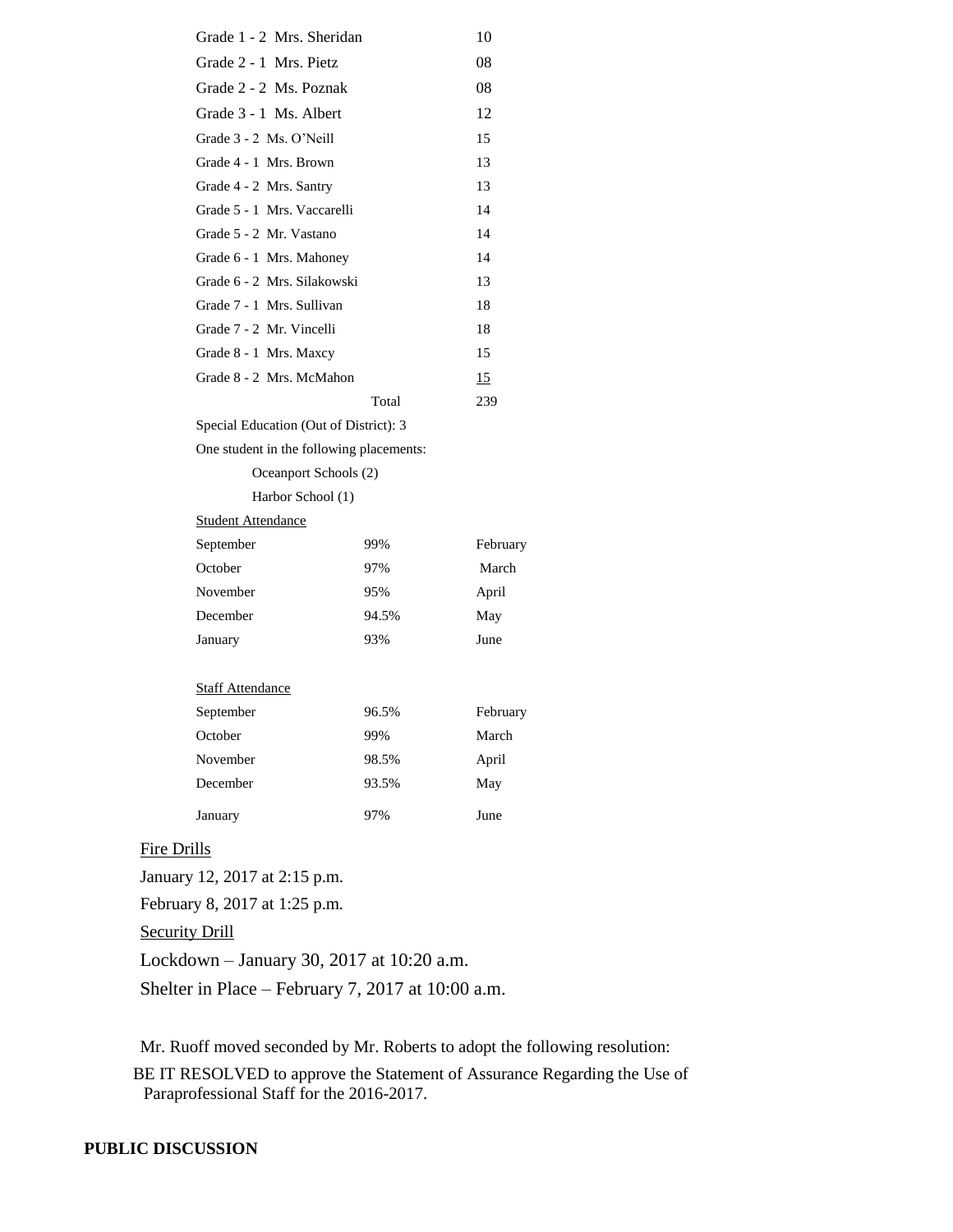| | |
|---|---|
| Grade 1 - 2 Mrs. Sheridan | 10 |
| Grade 2 - 1 Mrs. Pietz | 08 |
| Grade 2 - 2 Ms. Poznak | 08 |
| Grade 3 - 1 Ms. Albert | 12 |
| Grade 3 - 2 Ms. O'Neill | 15 |
| Grade 4 - 1 Mrs. Brown | 13 |
| Grade 4 - 2 Mrs. Santry | 13 |
| Grade 5 - 1 Mrs. Vaccarelli | 14 |
| Grade 5 - 2 Mr. Vastano | 14 |
| Grade 6 - 1 Mrs. Mahoney | 14 |
| Grade 6 - 2 Mrs. Silakowski | 13 |
| Grade 7 - 1 Mrs. Sullivan | 18 |
| Grade 7 - 2 Mr. Vincelli | 18 |
| Grade 8 - 1 Mrs. Maxcy | 15 |
| Grade 8 - 2 Mrs. McMahon | 15 |
| Total | 239 |

Special Education (Out of District): 3

One student in the following placements:

Oceanport Schools (2)

Harbor School (1)

Student Attendance

| | | |
|---|---|---|
| September | 99% | February |
| October | 97% | March |
| November | 95% | April |
| December | 94.5% | May |
| January | 93% | June |

Staff Attendance

| | | |
|---|---|---|
| September | 96.5% | February |
| October | 99% | March |
| November | 98.5% | April |
| December | 93.5% | May |
| January | 97% | June |

Fire Drills

January 12, 2017 at 2:15 p.m.

February 8, 2017 at 1:25 p.m.

Security Drill

Lockdown – January 30, 2017 at 10:20 a.m.

Shelter in Place – February 7, 2017 at 10:00 a.m.

Mr. Ruoff moved seconded by Mr. Roberts to adopt the following resolution:

BE IT RESOLVED to approve the Statement of Assurance Regarding the Use of Paraprofessional Staff for the 2016-2017.

**PUBLIC DISCUSSION**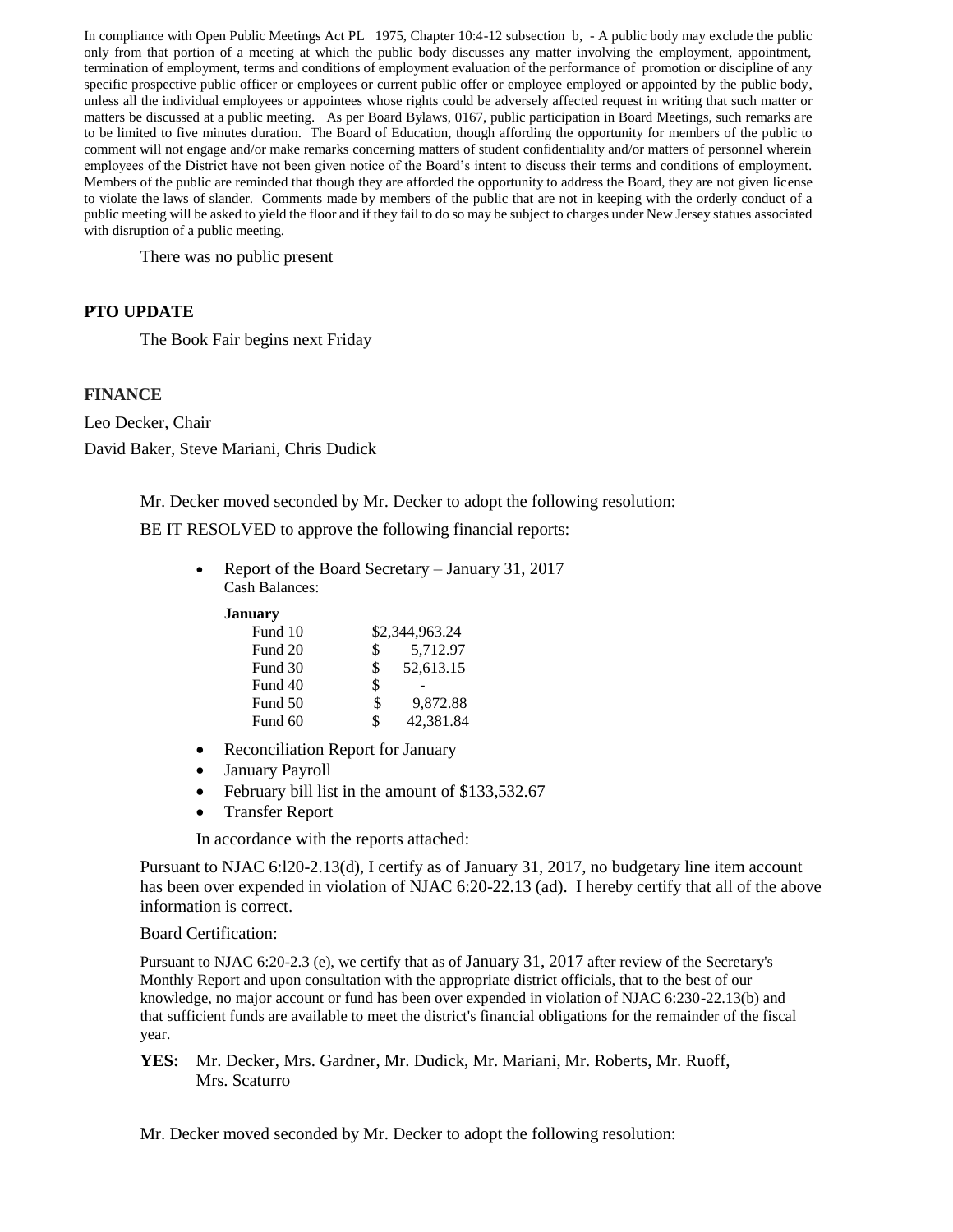In compliance with Open Public Meetings Act PL 1975, Chapter 10:4-12 subsection b, - A public body may exclude the public only from that portion of a meeting at which the public body discusses any matter involving the employment, appointment, termination of employment, terms and conditions of employment evaluation of the performance of promotion or discipline of any specific prospective public officer or employees or current public offer or employee employed or appointed by the public body, unless all the individual employees or appointees whose rights could be adversely affected request in writing that such matter or matters be discussed at a public meeting. As per Board Bylaws, 0167, public participation in Board Meetings, such remarks are to be limited to five minutes duration. The Board of Education, though affording the opportunity for members of the public to comment will not engage and/or make remarks concerning matters of student confidentiality and/or matters of personnel wherein employees of the District have not been given notice of the Board's intent to discuss their terms and conditions of employment. Members of the public are reminded that though they are afforded the opportunity to address the Board, they are not given license to violate the laws of slander. Comments made by members of the public that are not in keeping with the orderly conduct of a public meeting will be asked to yield the floor and if they fail to do so may be subject to charges under New Jersey statues associated with disruption of a public meeting.

There was no public present

**PTO UPDATE**

The Book Fair begins next Friday

**FINANCE**

Leo Decker, Chair

David Baker, Steve Mariani, Chris Dudick

Mr. Decker moved seconded by Mr. Decker to adopt the following resolution:

BE IT RESOLVED to approve the following financial reports:

- Report of the Board Secretary – January 31, 2017
  Cash Balances:

  **January**

  | | |
  |---|---|
  | Fund 10 | $2,344,963.24 |
  | Fund 20 | $ 5,712.97 |
  | Fund 30 | $ 52,613.15 |
  | Fund 40 | $ - |
  | Fund 50 | $ 9,872.88 |
  | Fund 60 | $ 42,381.84 |

- Reconciliation Report for January
- January Payroll
- February bill list in the amount of $133,532.67
- Transfer Report

In accordance with the reports attached:

Pursuant to NJAC 6:l20-2.13(d), I certify as of January 31, 2017, no budgetary line item account has been over expended in violation of NJAC 6:20-22.13 (ad). I hereby certify that all of the above information is correct.

Board Certification:

Pursuant to NJAC 6:20-2.3 (e), we certify that as of January 31, 2017 after review of the Secretary's Monthly Report and upon consultation with the appropriate district officials, that to the best of our knowledge, no major account or fund has been over expended in violation of NJAC 6:230-22.13(b) and that sufficient funds are available to meet the district's financial obligations for the remainder of the fiscal year.

**YES:** Mr. Decker, Mrs. Gardner, Mr. Dudick, Mr. Mariani, Mr. Roberts, Mr. Ruoff, Mrs. Scaturro

Mr. Decker moved seconded by Mr. Decker to adopt the following resolution: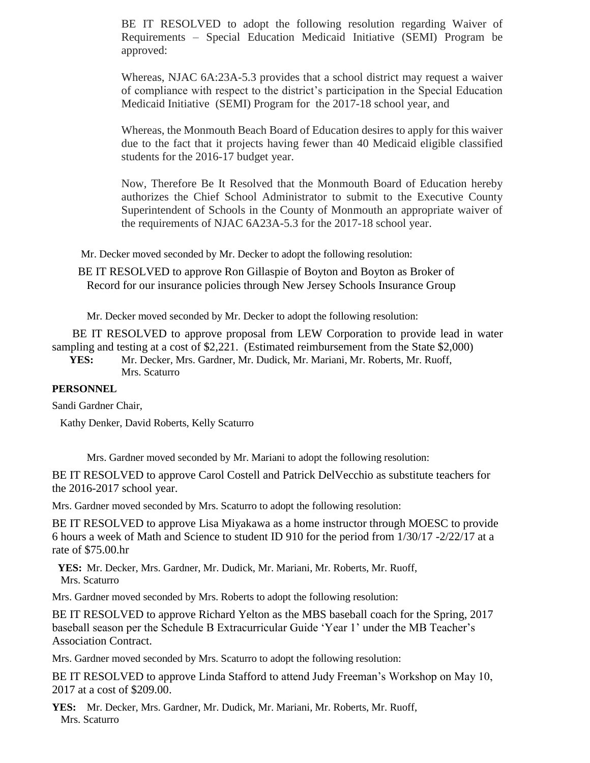BE IT RESOLVED to adopt the following resolution regarding Waiver of Requirements – Special Education Medicaid Initiative (SEMI) Program be approved:

Whereas, NJAC 6A:23A-5.3 provides that a school district may request a waiver of compliance with respect to the district's participation in the Special Education Medicaid Initiative (SEMI) Program for the 2017-18 school year, and

Whereas, the Monmouth Beach Board of Education desires to apply for this waiver due to the fact that it projects having fewer than 40 Medicaid eligible classified students for the 2016-17 budget year.

Now, Therefore Be It Resolved that the Monmouth Board of Education hereby authorizes the Chief School Administrator to submit to the Executive County Superintendent of Schools in the County of Monmouth an appropriate waiver of the requirements of NJAC 6A23A-5.3 for the 2017-18 school year.

Mr. Decker moved seconded by Mr. Decker to adopt the following resolution:

BE IT RESOLVED to approve Ron Gillaspie of Boyton and Boyton as Broker of Record for our insurance policies through New Jersey Schools Insurance Group

Mr. Decker moved seconded by Mr. Decker to adopt the following resolution:

BE IT RESOLVED to approve proposal from LEW Corporation to provide lead in water sampling and testing at a cost of $2,221. (Estimated reimbursement from the State $2,000)

**YES:** Mr. Decker, Mrs. Gardner, Mr. Dudick, Mr. Mariani, Mr. Roberts, Mr. Ruoff, Mrs. Scaturro

**PERSONNEL**

Sandi Gardner Chair,

Kathy Denker, David Roberts, Kelly Scaturro

Mrs. Gardner moved seconded by Mr. Mariani to adopt the following resolution:

BE IT RESOLVED to approve Carol Costell and Patrick DelVecchio as substitute teachers for the 2016-2017 school year.

Mrs. Gardner moved seconded by Mrs. Scaturro to adopt the following resolution:

BE IT RESOLVED to approve Lisa Miyakawa as a home instructor through MOESC to provide 6 hours a week of Math and Science to student ID 910 for the period from 1/30/17 -2/22/17 at a rate of $75.00.hr

**YES:** Mr. Decker, Mrs. Gardner, Mr. Dudick, Mr. Mariani, Mr. Roberts, Mr. Ruoff, Mrs. Scaturro

Mrs. Gardner moved seconded by Mrs. Roberts to adopt the following resolution:

BE IT RESOLVED to approve Richard Yelton as the MBS baseball coach for the Spring, 2017 baseball season per the Schedule B Extracurricular Guide 'Year 1' under the MB Teacher's Association Contract.

Mrs. Gardner moved seconded by Mrs. Scaturro to adopt the following resolution:

BE IT RESOLVED to approve Linda Stafford to attend Judy Freeman's Workshop on May 10, 2017 at a cost of $209.00.

**YES:** Mr. Decker, Mrs. Gardner, Mr. Dudick, Mr. Mariani, Mr. Roberts, Mr. Ruoff, Mrs. Scaturro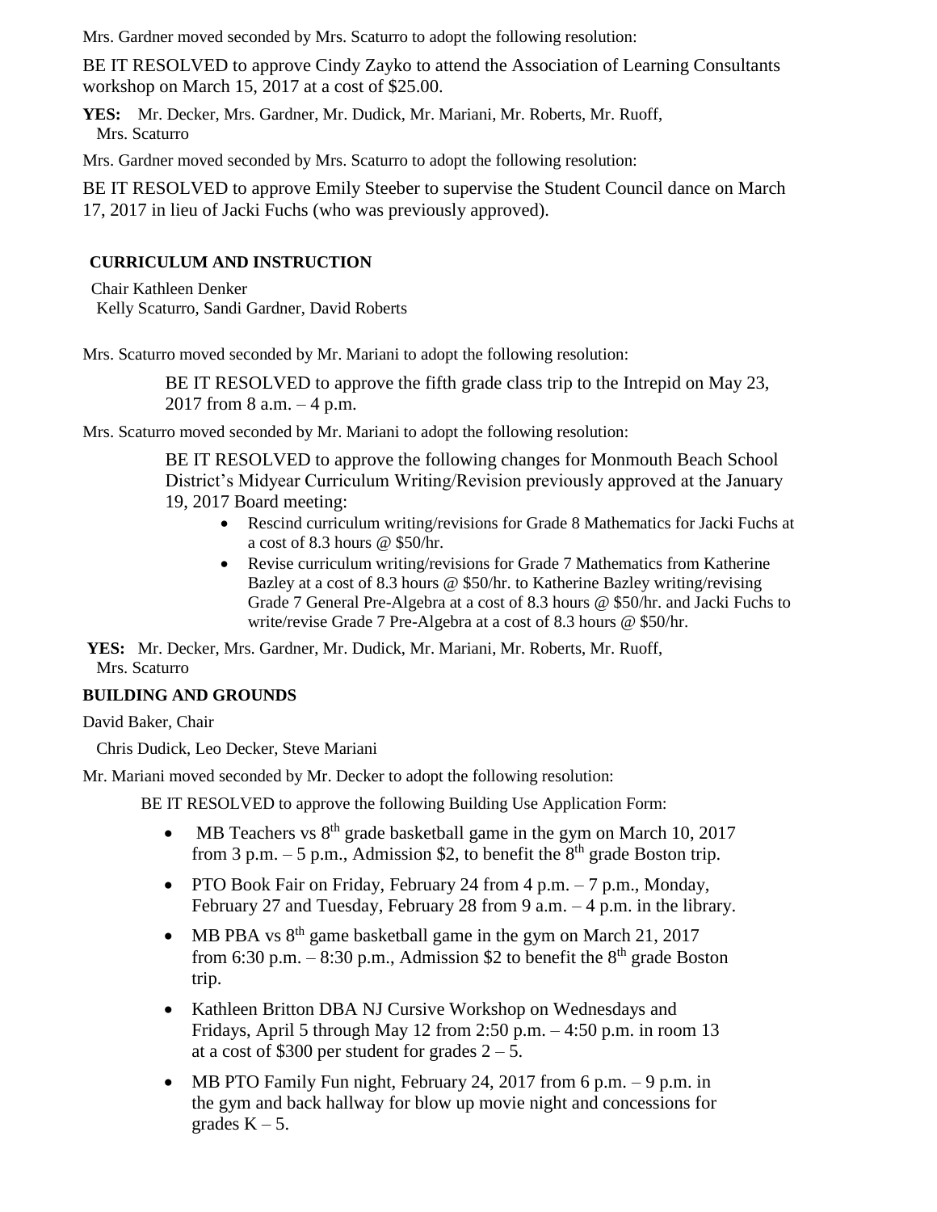Mrs. Gardner moved seconded by Mrs. Scaturro to adopt the following resolution:

BE IT RESOLVED to approve Cindy Zayko to attend the Association of Learning Consultants workshop on March 15, 2017 at a cost of $25.00.

**YES:** Mr. Decker, Mrs. Gardner, Mr. Dudick, Mr. Mariani, Mr. Roberts, Mr. Ruoff, Mrs. Scaturro

Mrs. Gardner moved seconded by Mrs. Scaturro to adopt the following resolution:

BE IT RESOLVED to approve Emily Steeber to supervise the Student Council dance on March 17, 2017 in lieu of Jacki Fuchs (who was previously approved).

**CURRICULUM AND INSTRUCTION**

Chair Kathleen Denker
Kelly Scaturro, Sandi Gardner, David Roberts

Mrs. Scaturro moved seconded by Mr. Mariani to adopt the following resolution:

BE IT RESOLVED to approve the fifth grade class trip to the Intrepid on May 23, 2017 from 8 a.m. – 4 p.m.

Mrs. Scaturro moved seconded by Mr. Mariani to adopt the following resolution:

BE IT RESOLVED to approve the following changes for Monmouth Beach School District's Midyear Curriculum Writing/Revision previously approved at the January 19, 2017 Board meeting:

- Rescind curriculum writing/revisions for Grade 8 Mathematics for Jacki Fuchs at a cost of 8.3 hours @ $50/hr.
- Revise curriculum writing/revisions for Grade 7 Mathematics from Katherine Bazley at a cost of 8.3 hours @ $50/hr. to Katherine Bazley writing/revising Grade 7 General Pre-Algebra at a cost of 8.3 hours @ $50/hr. and Jacki Fuchs to write/revise Grade 7 Pre-Algebra at a cost of 8.3 hours @ $50/hr.

**YES:** Mr. Decker, Mrs. Gardner, Mr. Dudick, Mr. Mariani, Mr. Roberts, Mr. Ruoff, Mrs. Scaturro

**BUILDING AND GROUNDS**

David Baker, Chair

Chris Dudick, Leo Decker, Steve Mariani

Mr. Mariani moved seconded by Mr. Decker to adopt the following resolution:

BE IT RESOLVED to approve the following Building Use Application Form:

- MB Teachers vs 8th grade basketball game in the gym on March 10, 2017 from 3 p.m. – 5 p.m., Admission $2, to benefit the 8th grade Boston trip.
- PTO Book Fair on Friday, February 24 from 4 p.m. – 7 p.m., Monday, February 27 and Tuesday, February 28 from 9 a.m. – 4 p.m. in the library.
- MB PBA vs 8th game basketball game in the gym on March 21, 2017 from 6:30 p.m. – 8:30 p.m., Admission $2 to benefit the 8th grade Boston trip.
- Kathleen Britton DBA NJ Cursive Workshop on Wednesdays and Fridays, April 5 through May 12 from 2:50 p.m. – 4:50 p.m. in room 13 at a cost of $300 per student for grades 2 – 5.
- MB PTO Family Fun night, February 24, 2017 from 6 p.m. – 9 p.m. in the gym and back hallway for blow up movie night and concessions for grades K – 5.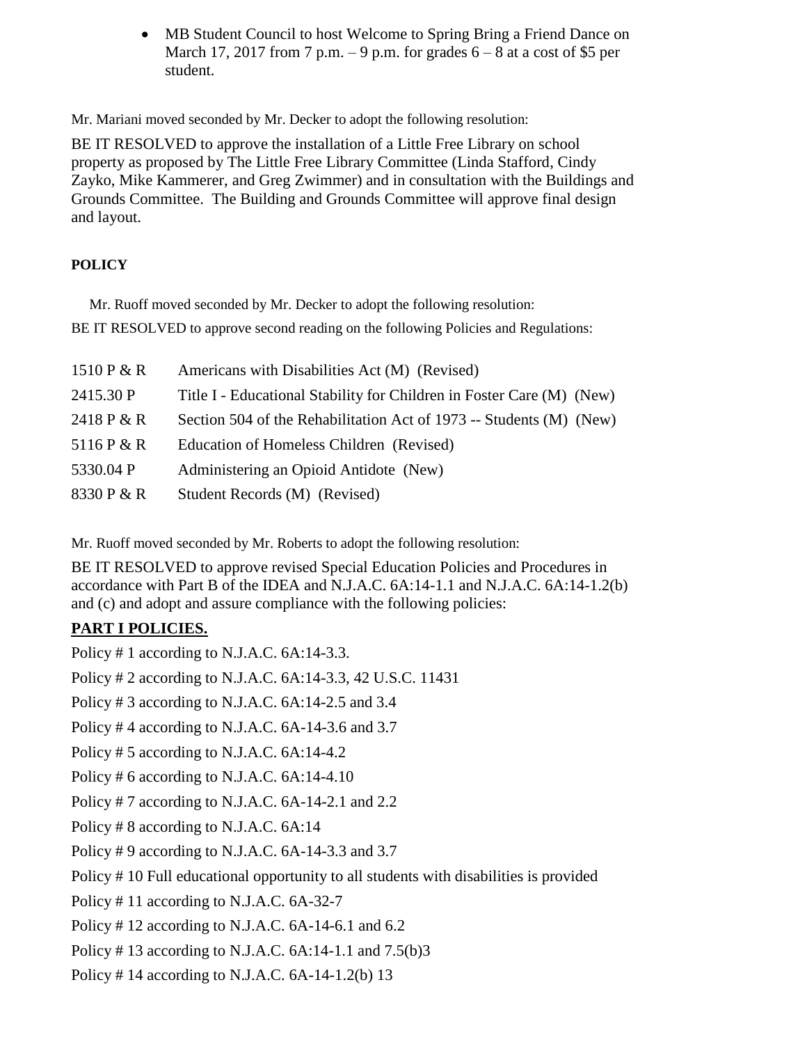- MB Student Council to host Welcome to Spring Bring a Friend Dance on March 17, 2017 from 7 p.m. – 9 p.m. for grades 6 – 8 at a cost of $5 per student.

Mr. Mariani moved seconded by Mr. Decker to adopt the following resolution:

BE IT RESOLVED to approve the installation of a Little Free Library on school property as proposed by The Little Free Library Committee (Linda Stafford, Cindy Zayko, Mike Kammerer, and Greg Zwimmer) and in consultation with the Buildings and Grounds Committee. The Building and Grounds Committee will approve final design and layout.

**POLICY**

Mr. Ruoff moved seconded by Mr. Decker to adopt the following resolution:

BE IT RESOLVED to approve second reading on the following Policies and Regulations:

| | |
|---|---|
| 1510 P & R | Americans with Disabilities Act (M) (Revised) |
| 2415.30 P | Title I - Educational Stability for Children in Foster Care (M) (New) |
| 2418 P & R | Section 504 of the Rehabilitation Act of 1973 -- Students (M) (New) |
| 5116 P & R | Education of Homeless Children (Revised) |
| 5330.04 P | Administering an Opioid Antidote (New) |
| 8330 P & R | Student Records (M) (Revised) |

Mr. Ruoff moved seconded by Mr. Roberts to adopt the following resolution:

BE IT RESOLVED to approve revised Special Education Policies and Procedures in accordance with Part B of the IDEA and N.J.A.C. 6A:14-1.1 and N.J.A.C. 6A:14-1.2(b) and (c) and adopt and assure compliance with the following policies:

**PART I POLICIES.**

Policy # 1 according to N.J.A.C. 6A:14-3.3.

Policy # 2 according to N.J.A.C. 6A:14-3.3, 42 U.S.C. 11431

Policy # 3 according to N.J.A.C. 6A:14-2.5 and 3.4

Policy # 4 according to N.J.A.C. 6A-14-3.6 and 3.7

Policy # 5 according to N.J.A.C. 6A:14-4.2

Policy # 6 according to N.J.A.C. 6A:14-4.10

Policy # 7 according to N.J.A.C. 6A-14-2.1 and 2.2

Policy # 8 according to N.J.A.C. 6A:14

Policy # 9 according to N.J.A.C. 6A-14-3.3 and 3.7

Policy # 10 Full educational opportunity to all students with disabilities is provided

Policy # 11 according to N.J.A.C. 6A-32-7

Policy # 12 according to N.J.A.C. 6A-14-6.1 and 6.2

Policy # 13 according to N.J.A.C. 6A:14-1.1 and 7.5(b)3

Policy # 14 according to N.J.A.C. 6A-14-1.2(b) 13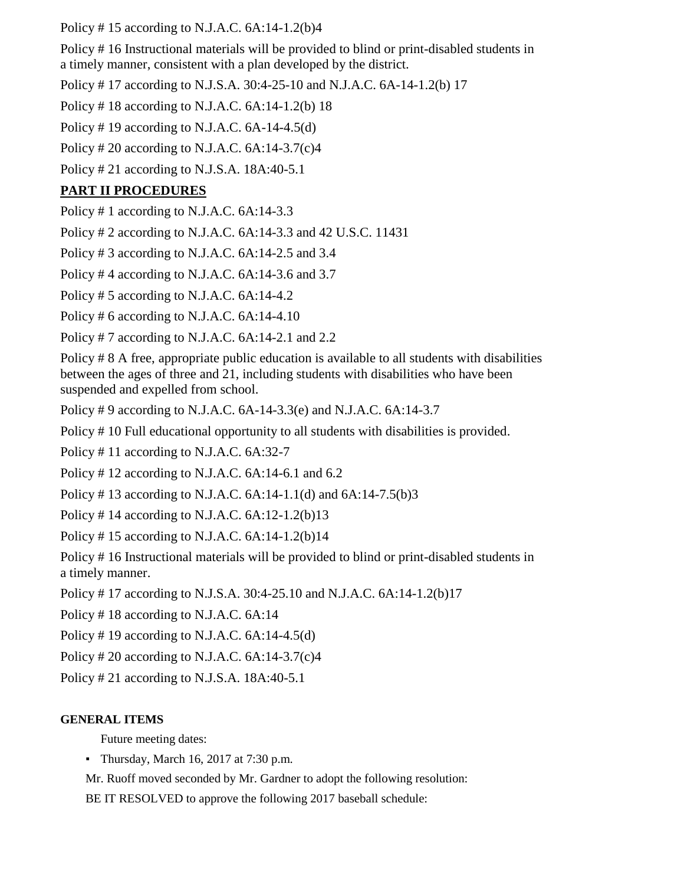Policy # 15 according to N.J.A.C. 6A:14-1.2(b)4

Policy # 16 Instructional materials will be provided to blind or print-disabled students in a timely manner, consistent with a plan developed by the district.

Policy # 17 according to N.J.S.A. 30:4-25-10 and N.J.A.C. 6A-14-1.2(b) 17

Policy # 18 according to N.J.A.C. 6A:14-1.2(b) 18

Policy # 19 according to N.J.A.C. 6A-14-4.5(d)

Policy # 20 according to N.J.A.C. 6A:14-3.7(c)4

Policy # 21 according to N.J.S.A. 18A:40-5.1

## PART II PROCEDURES

Policy # 1 according to N.J.A.C. 6A:14-3.3

Policy # 2 according to N.J.A.C. 6A:14-3.3 and 42 U.S.C. 11431

Policy # 3 according to N.J.A.C. 6A:14-2.5 and 3.4

Policy # 4 according to N.J.A.C. 6A:14-3.6 and 3.7

Policy # 5 according to N.J.A.C. 6A:14-4.2

Policy # 6 according to N.J.A.C. 6A:14-4.10

Policy # 7 according to N.J.A.C. 6A:14-2.1 and 2.2

Policy # 8 A free, appropriate public education is available to all students with disabilities between the ages of three and 21, including students with disabilities who have been suspended and expelled from school.

Policy # 9 according to N.J.A.C. 6A-14-3.3(e) and N.J.A.C. 6A:14-3.7

Policy # 10 Full educational opportunity to all students with disabilities is provided.

Policy # 11 according to N.J.A.C. 6A:32-7

Policy # 12 according to N.J.A.C. 6A:14-6.1 and 6.2

Policy # 13 according to N.J.A.C. 6A:14-1.1(d) and 6A:14-7.5(b)3

Policy # 14 according to N.J.A.C. 6A:12-1.2(b)13

Policy # 15 according to N.J.A.C. 6A:14-1.2(b)14

Policy # 16 Instructional materials will be provided to blind or print-disabled students in a timely manner.

Policy # 17 according to N.J.S.A. 30:4-25.10 and N.J.A.C. 6A:14-1.2(b)17

Policy # 18 according to N.J.A.C. 6A:14

Policy # 19 according to N.J.A.C. 6A:14-4.5(d)

Policy # 20 according to N.J.A.C. 6A:14-3.7(c)4

Policy # 21 according to N.J.S.A. 18A:40-5.1

**GENERAL ITEMS**

Future meeting dates:

- Thursday, March 16, 2017 at 7:30 p.m.

Mr. Ruoff moved seconded by Mr. Gardner to adopt the following resolution:

BE IT RESOLVED to approve the following 2017 baseball schedule: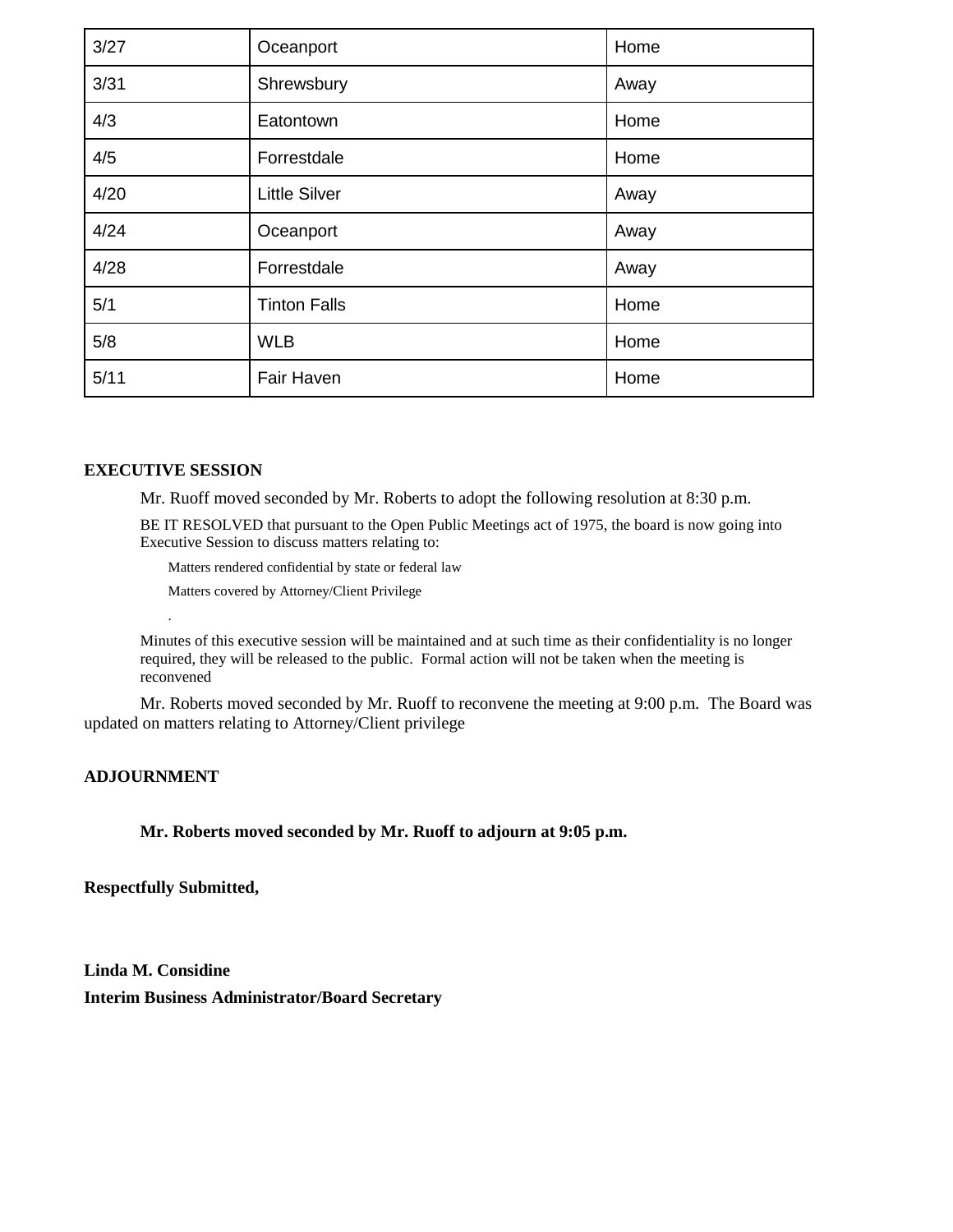| | | |
|---|---|---|
| 3/27 | Oceanport | Home |
| 3/31 | Shrewsbury | Away |
| 4/3 | Eatontown | Home |
| 4/5 | Forrestdale | Home |
| 4/20 | Little Silver | Away |
| 4/24 | Oceanport | Away |
| 4/28 | Forrestdale | Away |
| 5/1 | Tinton Falls | Home |
| 5/8 | WLB | Home |
| 5/11 | Fair Haven | Home |

**EXECUTIVE SESSION**

Mr. Ruoff moved seconded by Mr. Roberts to adopt the following resolution at 8:30 p.m.

BE IT RESOLVED that pursuant to the Open Public Meetings act of 1975, the board is now going into Executive Session to discuss matters relating to:

Matters rendered confidential by state or federal law

Matters covered by Attorney/Client Privilege

.

Minutes of this executive session will be maintained and at such time as their confidentiality is no longer required, they will be released to the public. Formal action will not be taken when the meeting is reconvened

Mr. Roberts moved seconded by Mr. Ruoff to reconvene the meeting at 9:00 p.m. The Board was updated on matters relating to Attorney/Client privilege

**ADJOURNMENT**

**Mr. Roberts moved seconded by Mr. Ruoff to adjourn at 9:05 p.m.**

**Respectfully Submitted,**

**Linda M. Considine**
**Interim Business Administrator/Board Secretary**